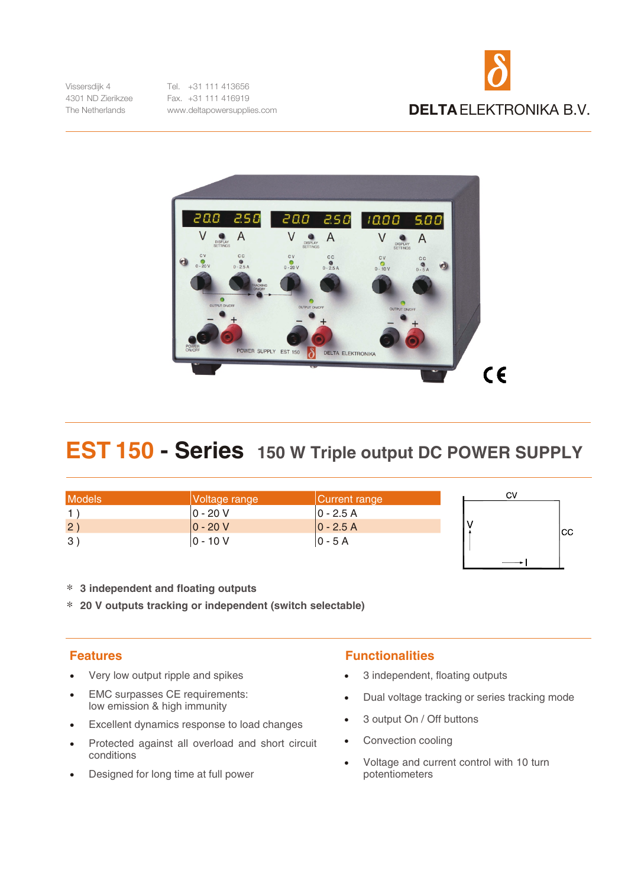Vissersdijk 4
4301 ND Zierikzee
The Netherlands

Tel. +31 111 413656
Fax. +31 111 416919
www.deltapowersupplies.com

**DELTA** ELEKTRONIKA B.V.

# EST 150 - Series 150 W Triple output DC POWER SUPPLY

| Models | Voltage range | Current range |
|---|---|---|
| 1 ) | 0 - 20 V | 0 - 2.5 A |
| 2 ) | 0 - 20 V | 0 - 2.5 A |
| 3 ) | 0 - 10 V | 0 - 5 A |

* **3 independent and floating outputs**
* **20 V outputs tracking or independent (switch selectable)**

## Features

- Very low output ripple and spikes
- EMC surpasses CE requirements: low emission & high immunity
- Excellent dynamics response to load changes
- Protected against all overload and short circuit conditions
- Designed for long time at full power

## Functionalities

- 3 independent, floating outputs
- Dual voltage tracking or series tracking mode
- 3 output On / Off buttons
- Convection cooling
- Voltage and current control with 10 turn potentiometers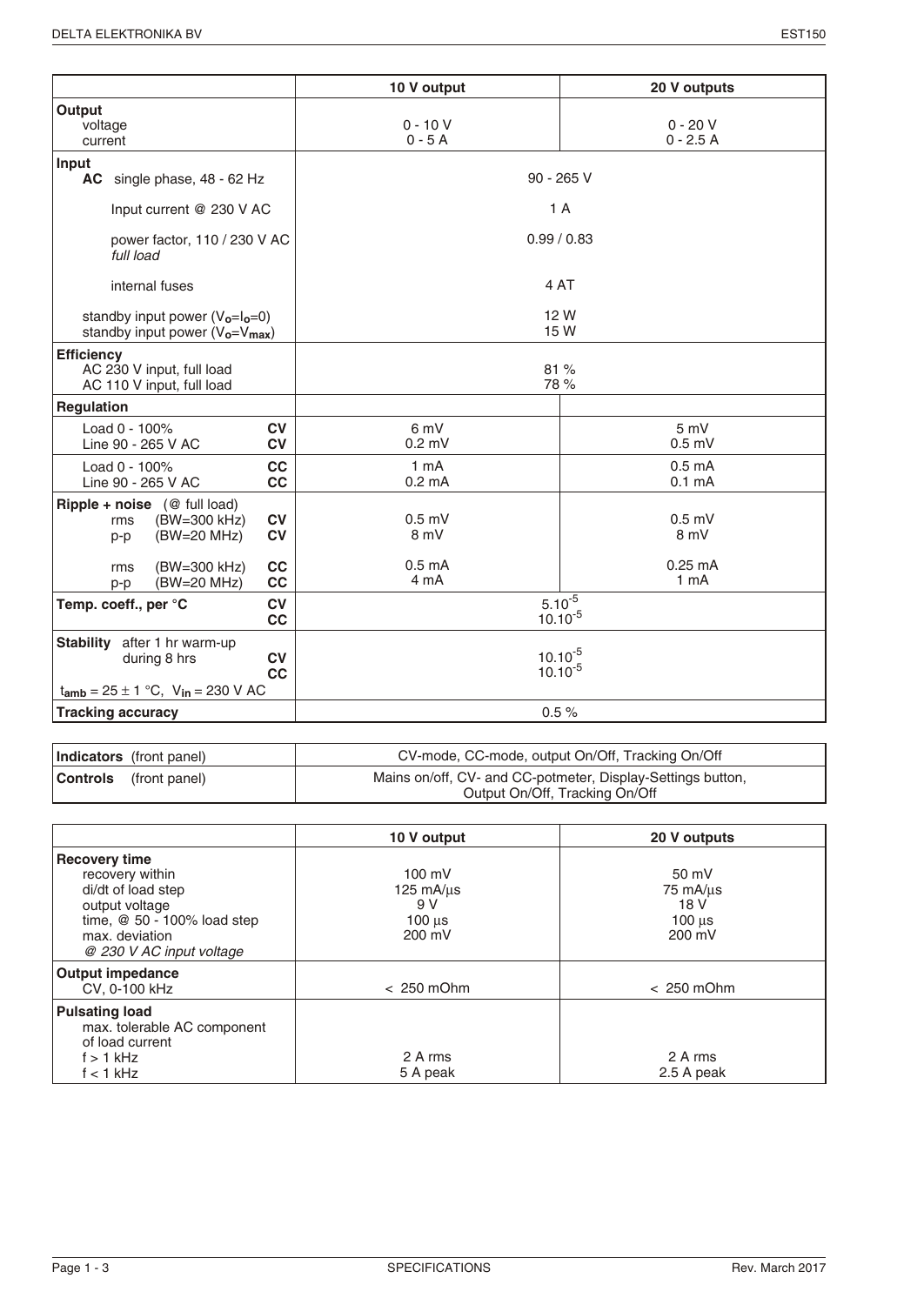| | 10 V output | 20 V outputs |
|---|---|---|
| **Output** | | |
| voltage | 0 - 10 V | 0 - 20 V |
| current | 0 - 5 A | 0 - 2.5 A |
| **Input** | | |
| **AC** single phase, 48 - 62 Hz | 90 - 265 V | |
| Input current @ 230 V AC | 1 A | |
| power factor, 110 / 230 V AC *full load* | 0.99 / 0.83 | |
| internal fuses | 4 AT | |
| standby input power ($V_o$=$I_o$=0) | 12 W | |
| standby input power ($V_o$=$V_{max}$) | 15 W | |
| **Efficiency** | | |
| AC 230 V input, full load | 81 % | |
| AC 110 V input, full load | 78 % | |
| **Regulation** | | |
| Load 0 - 100% **CV** | 6 mV | 5 mV |
| Line 90 - 265 V AC **CV** | 0.2 mV | 0.5 mV |
| Load 0 - 100% **CC** | 1 mA | 0.5 mA |
| Line 90 - 265 V AC **CC** | 0.2 mA | 0.1 mA |
| **Ripple + noise** (@ full load) | | |
| rms (BW=300 kHz) **CV** | 0.5 mV | 0.5 mV |
| p-p (BW=20 MHz) **CV** | 8 mV | 8 mV |
| rms (BW=300 kHz) **CC** | 0.5 mA | 0.25 mA |
| p-p (BW=20 MHz) **CC** | 4 mA | 1 mA |
| **Temp. coeff., per °C** **CV** | $5.10^{-5}$ | |
| **CC** | $10.10^{-5}$ | |
| **Stability** after 1 hr warm-up during 8 hrs **CV** | $10.10^{-5}$ | |
| **CC** | $10.10^{-5}$ | |
| $t_{amb}$ = 25 ± 1 °C, $V_{in}$ = 230 V AC | | |
| **Tracking accuracy** | 0.5 % | |

| | |
|---|---|
| **Indicators** (front panel) | CV-mode, CC-mode, output On/Off, Tracking On/Off |
| **Controls** (front panel) | Mains on/off, CV- and CC-potmeter, Display-Settings button, Output On/Off, Tracking On/Off |

| | 10 V output | 20 V outputs |
|---|---|---|
| **Recovery time** | | |
| recovery within | 100 mV | 50 mV |
| di/dt of load step | 125 mA/μs | 75 mA/μs |
| output voltage | 9 V | 18 V |
| time, @ 50 - 100% load step | 100 μs | 100 μs |
| max. deviation | 200 mV | 200 mV |
| *@ 230 V AC input voltage* | | |
| **Output impedance** | | |
| CV, 0-100 kHz | < 250 mOhm | < 250 mOhm |
| **Pulsating load** | | |
| max. tolerable AC component of load current | | |
| f > 1 kHz | 2 A rms | 2 A rms |
| f < 1 kHz | 5 A peak | 2.5 A peak |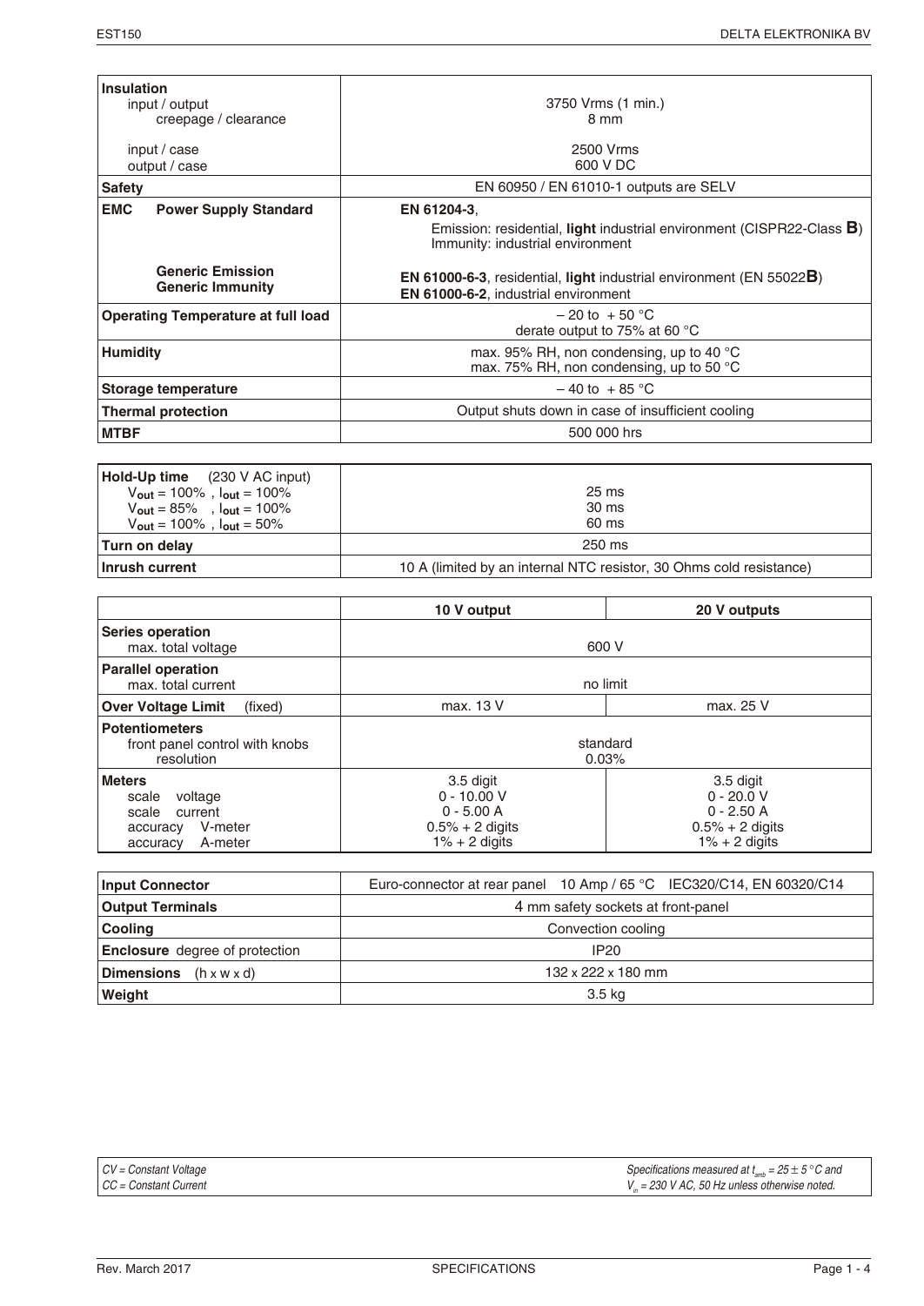| | |
|---|---|
| **Insulation**<br>input / output<br>creepage / clearance<br><br>input / case<br>output / case | 3750 Vrms (1 min.)<br>8 mm<br><br>2500 Vrms<br>600 V DC |
| **Safety** | EN 60950 / EN 61010-1 outputs are SELV |
| **EMC** **Power Supply Standard** | **EN 61204-3**,<br>Emission: residential, **light** industrial environment (CISPR22-Class **B**)<br>Immunity: industrial environment |
| **Generic Emission**<br>**Generic Immunity** | **EN 61000-6-3**, residential, **light** industrial environment (EN 55022**B**)<br>**EN 61000-6-2**, industrial environment |
| **Operating Temperature at full load** | – 20 to + 50 °C<br>derate output to 75% at 60 °C |
| **Humidity** | max. 95% RH, non condensing, up to 40 °C<br>max. 75% RH, non condensing, up to 50 °C |
| **Storage temperature** | – 40 to + 85 °C |
| **Thermal protection** | Output shuts down in case of insufficient cooling |
| **MTBF** | 500 000 hrs |

| | |
|---|---|
| **Hold-Up time** (230 V AC input)<br>$V_{out}$ = 100% , $I_{out}$ = 100%<br>$V_{out}$ = 85% , $I_{out}$ = 100%<br>$V_{out}$ = 100% , $I_{out}$ = 50% | <br>25 ms<br>30 ms<br>60 ms |
| **Turn on delay** | 250 ms |
| **Inrush current** | 10 A (limited by an internal NTC resistor, 30 Ohms cold resistance) |

| | 10 V output | 20 V outputs |
|---|---|---|
| **Series operation**<br>max. total voltage | 600 V | |
| **Parallel operation**<br>max. total current | no limit | |
| **Over Voltage Limit** (fixed) | max. 13 V | max. 25 V |
| **Potentiometers**<br>front panel control with knobs<br>resolution | standard<br>0.03% | |
| **Meters**<br>scale voltage<br>scale current<br>accuracy V-meter<br>accuracy A-meter | 3.5 digit<br>0 - 10.00 V<br>0 - 5.00 A<br>0.5% + 2 digits<br>1% + 2 digits | 3.5 digit<br>0 - 20.0 V<br>0 - 2.50 A<br>0.5% + 2 digits<br>1% + 2 digits |

| | |
|---|---|
| **Input Connector** | Euro-connector at rear panel 10 Amp / 65 °C IEC320/C14, EN 60320/C14 |
| **Output Terminals** | 4 mm safety sockets at front-panel |
| **Cooling** | Convection cooling |
| **Enclosure** degree of protection | IP20 |
| **Dimensions** (h x w x d) | 132 x 222 x 180 mm |
| **Weight** | 3.5 kg |

*CV = Constant Voltage*
*CC = Constant Current*

*Specifications measured at $t_{amb}$ = 25 ± 5 °C and $V_{in}$ = 230 V AC, 50 Hz unless otherwise noted.*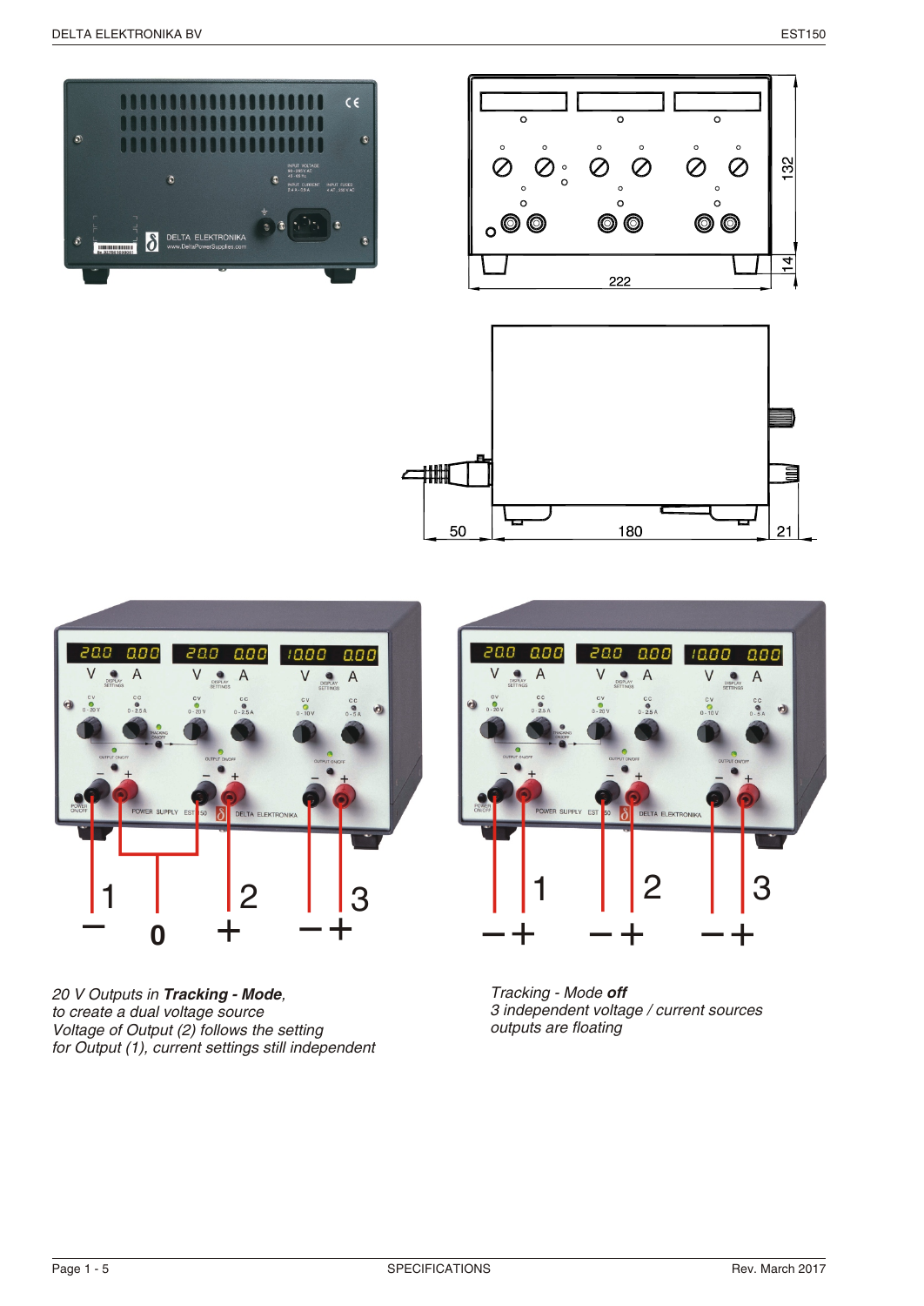222

132

14

50

180

21

1

0

2

3

−

+

− +

− +

− +

− +

20 V Outputs in ***Tracking - Mode***,
*to create a dual voltage source*
*Voltage of Output (2) follows the setting*
*for Output (1), current settings still independent*

*Tracking - Mode* ***off***
*3 independent voltage / current sources*
*outputs are floating*